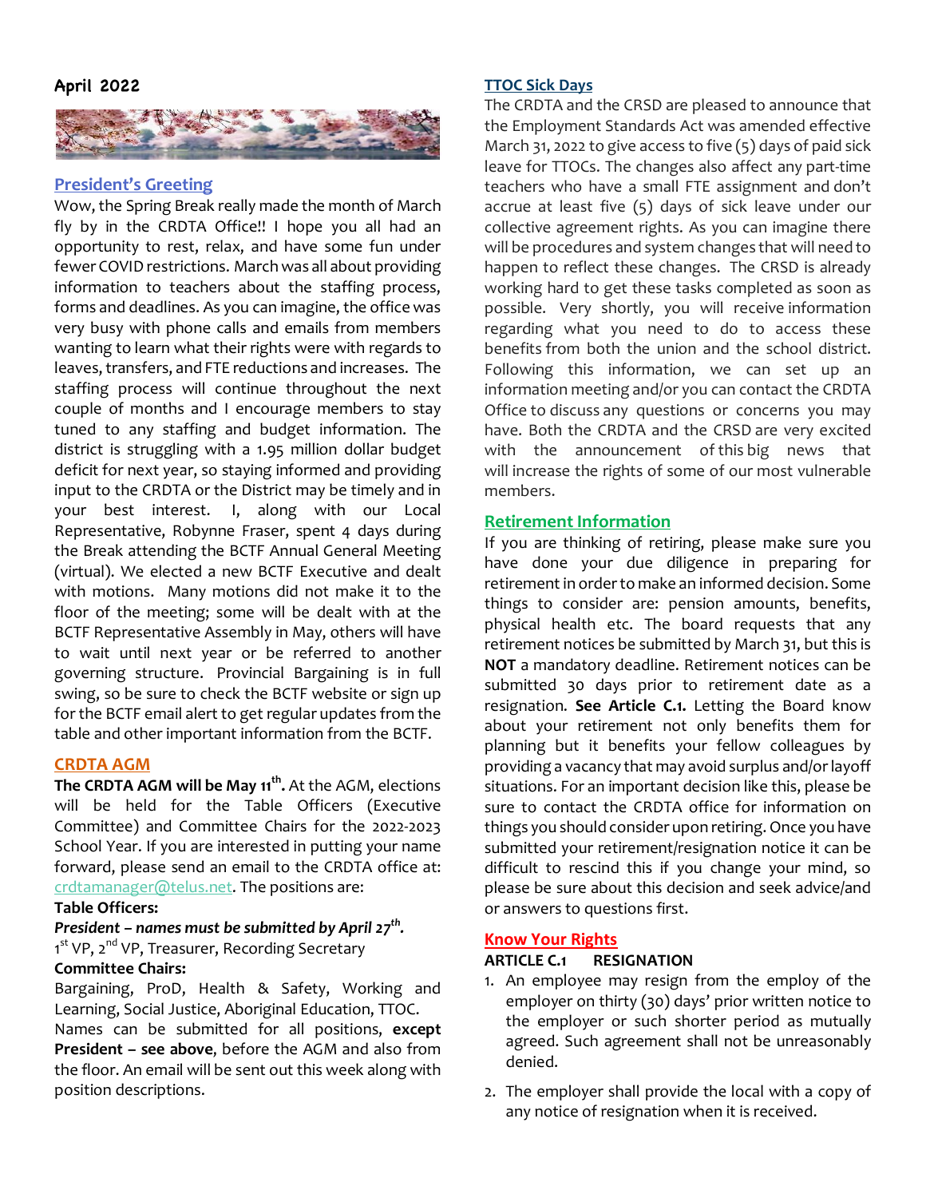# April 2022

## President's Greeting

Wow, the Spring Break really made the month of March fly by in the CRDTA Office!! I hope you all had an opportunity to rest, relax, and have some fun under fewer COVID restrictions. March was all about providing information to teachers about the staffing process, forms and deadlines. As you can imagine, the office was very busy with phone calls and emails from members wanting to learn what their rights were with regards to leaves, transfers, and FTE reductions and increases. The staffing process will continue throughout the next couple of months and I encourage members to stay tuned to any staffing and budget information. The district is struggling with a 1.95 million dollar budget deficit for next year, so staying informed and providing input to the CRDTA or the District may be timely and in your best interest. I, along with our Local Representative, Robynne Fraser, spent 4 days during the Break attending the BCTF Annual General Meeting (virtual). We elected a new BCTF Executive and dealt with motions. Many motions did not make it to the floor of the meeting; some will be dealt with at the BCTF Representative Assembly in May, others will have to wait until next year or be referred to another governing structure. Provincial Bargaining is in full swing, so be sure to check the BCTF website or sign up for the BCTF email alert to get regular updates from the table and other important information from the BCTF.

## CRDTA AGM

**The CRDTA AGM will be May 11th.** At the AGM, elections will be held for the Table Officers (Executive Committee) and Committee Chairs for the 2022-2023 School Year. If you are interested in putting your name forward, please send an email to the CRDTA office at: crdtamanager@telus.net. The positions are:

**Table Officers:**

***President – names must be submitted by April 27th.***

1st VP, 2nd VP, Treasurer, Recording Secretary

**Committee Chairs:**

Bargaining, ProD, Health & Safety, Working and Learning, Social Justice, Aboriginal Education, TTOC.

Names can be submitted for all positions, **except President – see above**, before the AGM and also from the floor. An email will be sent out this week along with position descriptions.

## TTOC Sick Days

The CRDTA and the CRSD are pleased to announce that the Employment Standards Act was amended effective March 31, 2022 to give access to five (5) days of paid sick leave for TTOCs. The changes also affect any part-time teachers who have a small FTE assignment and don't accrue at least five (5) days of sick leave under our collective agreement rights. As you can imagine there will be procedures and system changes that will need to happen to reflect these changes. The CRSD is already working hard to get these tasks completed as soon as possible. Very shortly, you will receive information regarding what you need to do to access these benefits from both the union and the school district. Following this information, we can set up an information meeting and/or you can contact the CRDTA Office to discuss any questions or concerns you may have. Both the CRDTA and the CRSD are very excited with the announcement of this big news that will increase the rights of some of our most vulnerable members.

## Retirement Information

If you are thinking of retiring, please make sure you have done your due diligence in preparing for retirement in order to make an informed decision. Some things to consider are: pension amounts, benefits, physical health etc. The board requests that any retirement notices be submitted by March 31, but this is **NOT** a mandatory deadline. Retirement notices can be submitted 30 days prior to retirement date as a resignation. **See Article C.1.** Letting the Board know about your retirement not only benefits them for planning but it benefits your fellow colleagues by providing a vacancy that may avoid surplus and/or layoff situations. For an important decision like this, please be sure to contact the CRDTA office for information on things you should consider upon retiring. Once you have submitted your retirement/resignation notice it can be difficult to rescind this if you change your mind, so please be sure about this decision and seek advice/and or answers to questions first.

## Know Your Rights

**ARTICLE C.1 RESIGNATION**

1. An employee may resign from the employ of the employer on thirty (30) days' prior written notice to the employer or such shorter period as mutually agreed. Such agreement shall not be unreasonably denied.
2. The employer shall provide the local with a copy of any notice of resignation when it is received.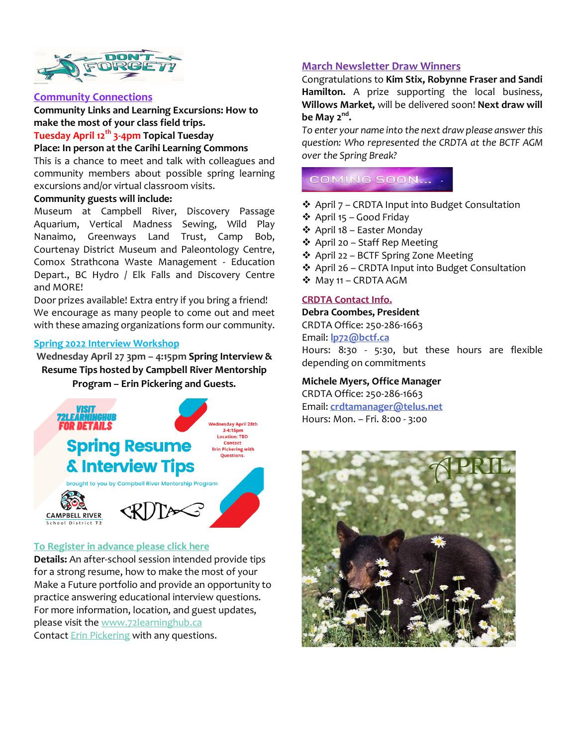## Community Connections

**Community Links and Learning Excursions: How to make the most of your class field trips.**

**Tuesday April 12th 3-4pm Topical Tuesday**

**Place: In person at the Carihi Learning Commons**

This is a chance to meet and talk with colleagues and community members about possible spring learning excursions and/or virtual classroom visits.

**Community guests will include:**

Museum at Campbell River, Discovery Passage Aquarium, Vertical Madness Sewing, Wild Play Nanaimo, Greenways Land Trust, Camp Bob, Courtenay District Museum and Paleontology Centre, Comox Strathcona Waste Management - Education Depart., BC Hydro / Elk Falls and Discovery Centre and MORE!

Door prizes available! Extra entry if you bring a friend! We encourage as many people to come out and meet with these amazing organizations form our community.

## Spring 2022 Interview Workshop

**Wednesday April 27 3pm – 4:15pm Spring Interview & Resume Tips hosted by Campbell River Mentorship Program – Erin Pickering and Guests.**

To Register in advance please click here

**Details:** An after-school session intended provide tips for a strong resume, how to make the most of your Make a Future portfolio and provide an opportunity to practice answering educational interview questions. For more information, location, and guest updates, please visit the www.72learninghub.ca

Contact Erin Pickering with any questions.

## March Newsletter Draw Winners

Congratulations to **Kim Stix, Robynne Fraser and Sandi Hamilton.** A prize supporting the local business, **Willows Market,** will be delivered soon! **Next draw will be May 2nd.**

*To enter your name into the next draw please answer this question: Who represented the CRDTA at the BCTF AGM over the Spring Break?*

## COMING SOON...

- April 7 – CRDTA Input into Budget Consultation
- April 15 – Good Friday
- April 18 – Easter Monday
- April 20 – Staff Rep Meeting
- April 22 – BCTF Spring Zone Meeting
- April 26 – CRDTA Input into Budget Consultation
- May 11 – CRDTA AGM

## CRDTA Contact Info.

**Debra Coombes, President**
CRDTA Office: 250-286-1663
Email: lp72@bctf.ca
Hours: 8:30 - 5:30, but these hours are flexible depending on commitments

**Michele Myers, Office Manager**
CRDTA Office: 250-286-1663
Email: crdtamanager@telus.net
Hours: Mon. – Fri. 8:00 - 3:00